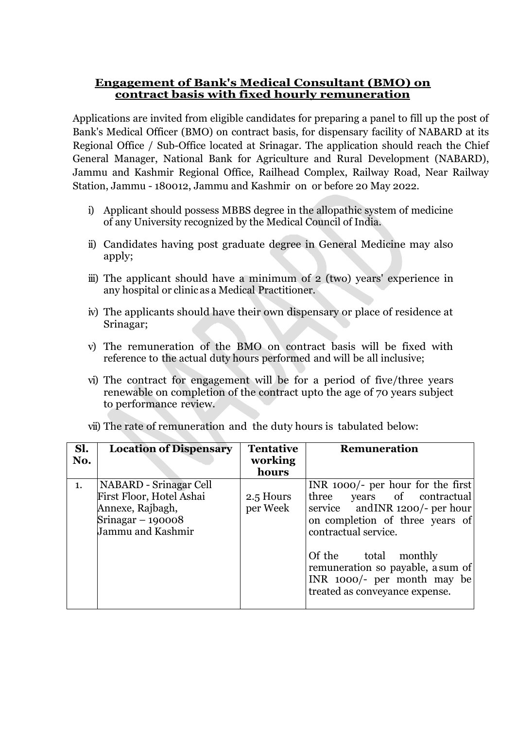## Engagement of Bank's Medical Consultant (BMO) on contract basis with fixed hourly remuneration

Applications are invited from eligible candidates for preparing a panel to fill up the post of Bank's Medical Officer (BMO) on contract basis, for dispensary facility of NABARD at its Regional Office / Sub-Office located at Srinagar. The application should reach the Chief General Manager, National Bank for Agriculture and Rural Development (NABARD), Jammu and Kashmir Regional Office, Railhead Complex, Railway Road, Near Railway Station, Jammu - 180012, Jammu and Kashmir on or before 20 May 2022.

i) Applicant should possess MBBS degree in the allopathic system of medicine of any University recognized by the Medical Council of India.

ii) Candidates having post graduate degree in General Medicine may also apply;

iii) The applicant should have a minimum of 2 (two) years' experience in any hospital or clinic as a Medical Practitioner.

iv) The applicants should have their own dispensary or place of residence at Srinagar;

v) The remuneration of the BMO on contract basis will be fixed with reference to the actual duty hours performed and will be all inclusive;

vi) The contract for engagement will be for a period of five/three years renewable on completion of the contract upto the age of 70 years subject to performance review.

vii) The rate of remuneration and the duty hours is tabulated below:

| Sl. No. | Location of Dispensary | Tentative working hours | Remuneration |
|---|---|---|---|
| 1. | NABARD - Srinagar Cell<br>First Floor, Hotel Ashai Annexe, Rajbagh,<br>Srinagar – 190008<br>Jammu and Kashmir | 2.5 Hours per Week | INR 1000/- per hour for the first three years of contractual service andINR 1200/- per hour on completion of three years of contractual service.<br><br>Of the total monthly remuneration so payable, a sum of INR 1000/- per month may be treated as conveyance expense. |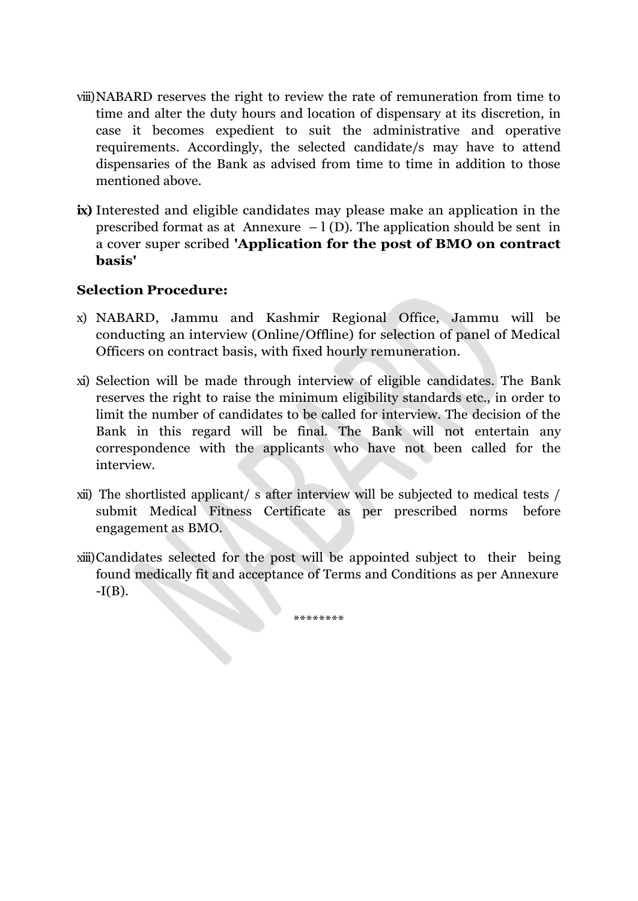viii) NABARD reserves the right to review the rate of remuneration from time to time and alter the duty hours and location of dispensary at its discretion, in case it becomes expedient to suit the administrative and operative requirements. Accordingly, the selected candidate/s may have to attend dispensaries of the Bank as advised from time to time in addition to those mentioned above.

**ix)** Interested and eligible candidates may please make an application in the prescribed format as at Annexure – l (D). The application should be sent in a cover super scribed **'Application for the post of BMO on contract basis'**

**Selection Procedure:**

x) NABARD, Jammu and Kashmir Regional Office, Jammu will be conducting an interview (Online/Offline) for selection of panel of Medical Officers on contract basis, with fixed hourly remuneration.

xi) Selection will be made through interview of eligible candidates. The Bank reserves the right to raise the minimum eligibility standards etc., in order to limit the number of candidates to be called for interview. The decision of the Bank in this regard will be final. The Bank will not entertain any correspondence with the applicants who have not been called for the interview.

xii) The shortlisted applicant/ s after interview will be subjected to medical tests / submit Medical Fitness Certificate as per prescribed norms before engagement as BMO.

xiii) Candidates selected for the post will be appointed subject to their being found medically fit and acceptance of Terms and Conditions as per Annexure -I(B).

********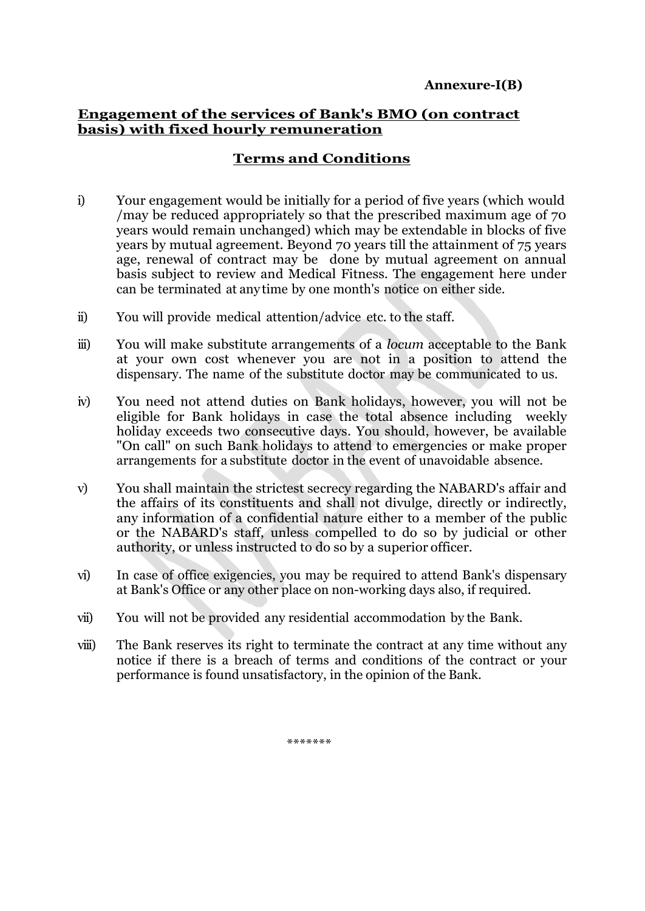**Annexure-I(B)**

**Engagement of the services of Bank's BMO (on contract basis) with fixed hourly remuneration**

**Terms and Conditions**

i) Your engagement would be initially for a period of five years (which would /may be reduced appropriately so that the prescribed maximum age of 70 years would remain unchanged) which may be extendable in blocks of five years by mutual agreement. Beyond 70 years till the attainment of 75 years age, renewal of contract may be done by mutual agreement on annual basis subject to review and Medical Fitness. The engagement here under can be terminated at any time by one month's notice on either side.

ii) You will provide medical attention/advice etc. to the staff.

iii) You will make substitute arrangements of a *locum* acceptable to the Bank at your own cost whenever you are not in a position to attend the dispensary. The name of the substitute doctor may be communicated to us.

iv) You need not attend duties on Bank holidays, however, you will not be eligible for Bank holidays in case the total absence including weekly holiday exceeds two consecutive days. You should, however, be available "On call" on such Bank holidays to attend to emergencies or make proper arrangements for a substitute doctor in the event of unavoidable absence.

v) You shall maintain the strictest secrecy regarding the NABARD's affair and the affairs of its constituents and shall not divulge, directly or indirectly, any information of a confidential nature either to a member of the public or the NABARD's staff, unless compelled to do so by judicial or other authority, or unless instructed to do so by a superior officer.

vi) In case of office exigencies, you may be required to attend Bank's dispensary at Bank's Office or any other place on non-working days also, if required.

vii) You will not be provided any residential accommodation by the Bank.

viii) The Bank reserves its right to terminate the contract at any time without any notice if there is a breach of terms and conditions of the contract or your performance is found unsatisfactory, in the opinion of the Bank.

*******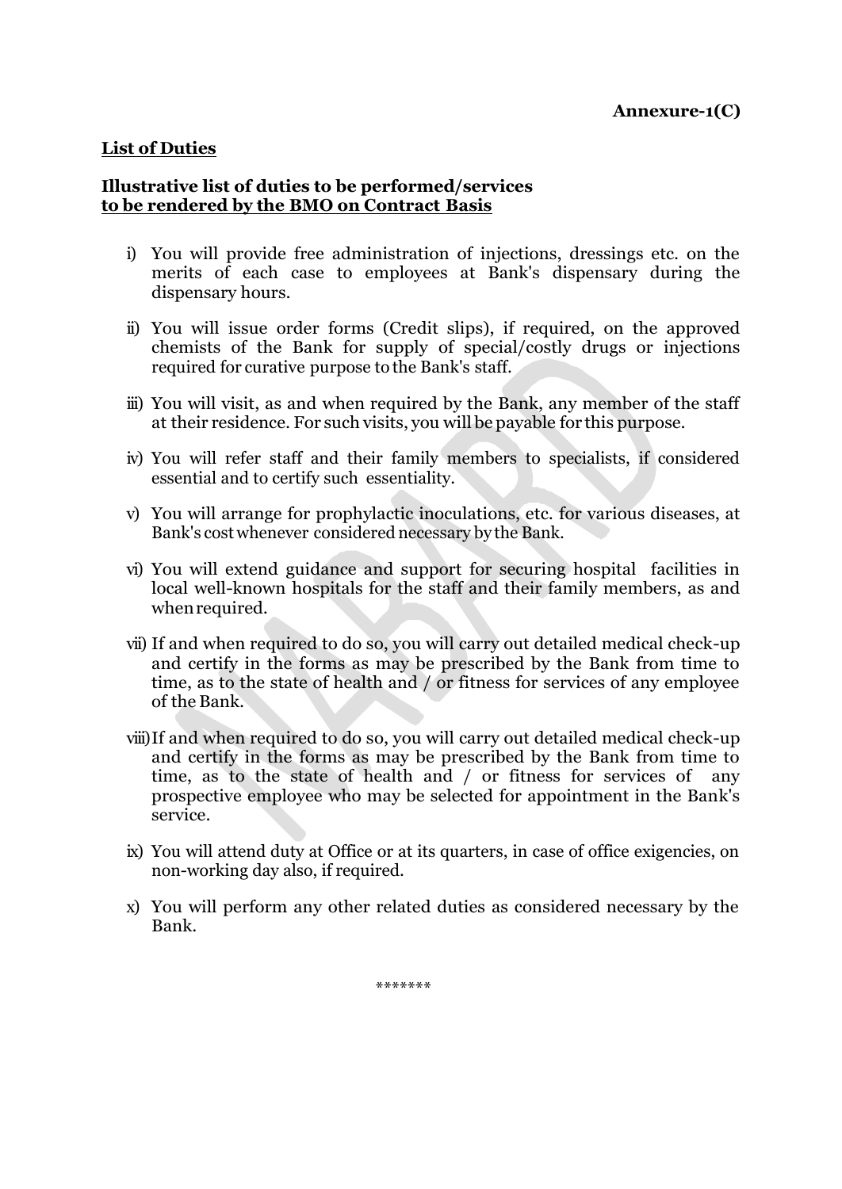**Annexure-1(C)**

**<u>List of Duties</u>**

**Illustrative list of duties to be performed/services**
**<u>to be rendered by the BMO on Contract Basis</u>**

i) You will provide free administration of injections, dressings etc. on the merits of each case to employees at Bank's dispensary during the dispensary hours.

ii) You will issue order forms (Credit slips), if required, on the approved chemists of the Bank for supply of special/costly drugs or injections required for curative purpose to the Bank's staff.

iii) You will visit, as and when required by the Bank, any member of the staff at their residence. For such visits, you will be payable for this purpose.

iv) You will refer staff and their family members to specialists, if considered essential and to certify such essentiality.

v) You will arrange for prophylactic inoculations, etc. for various diseases, at Bank's cost whenever considered necessary by the Bank.

vi) You will extend guidance and support for securing hospital facilities in local well-known hospitals for the staff and their family members, as and when required.

vii) If and when required to do so, you will carry out detailed medical check-up and certify in the forms as may be prescribed by the Bank from time to time, as to the state of health and / or fitness for services of any employee of the Bank.

viii) If and when required to do so, you will carry out detailed medical check-up and certify in the forms as may be prescribed by the Bank from time to time, as to the state of health and / or fitness for services of any prospective employee who may be selected for appointment in the Bank's service.

ix) You will attend duty at Office or at its quarters, in case of office exigencies, on non-working day also, if required.

x) You will perform any other related duties as considered necessary by the Bank.

*******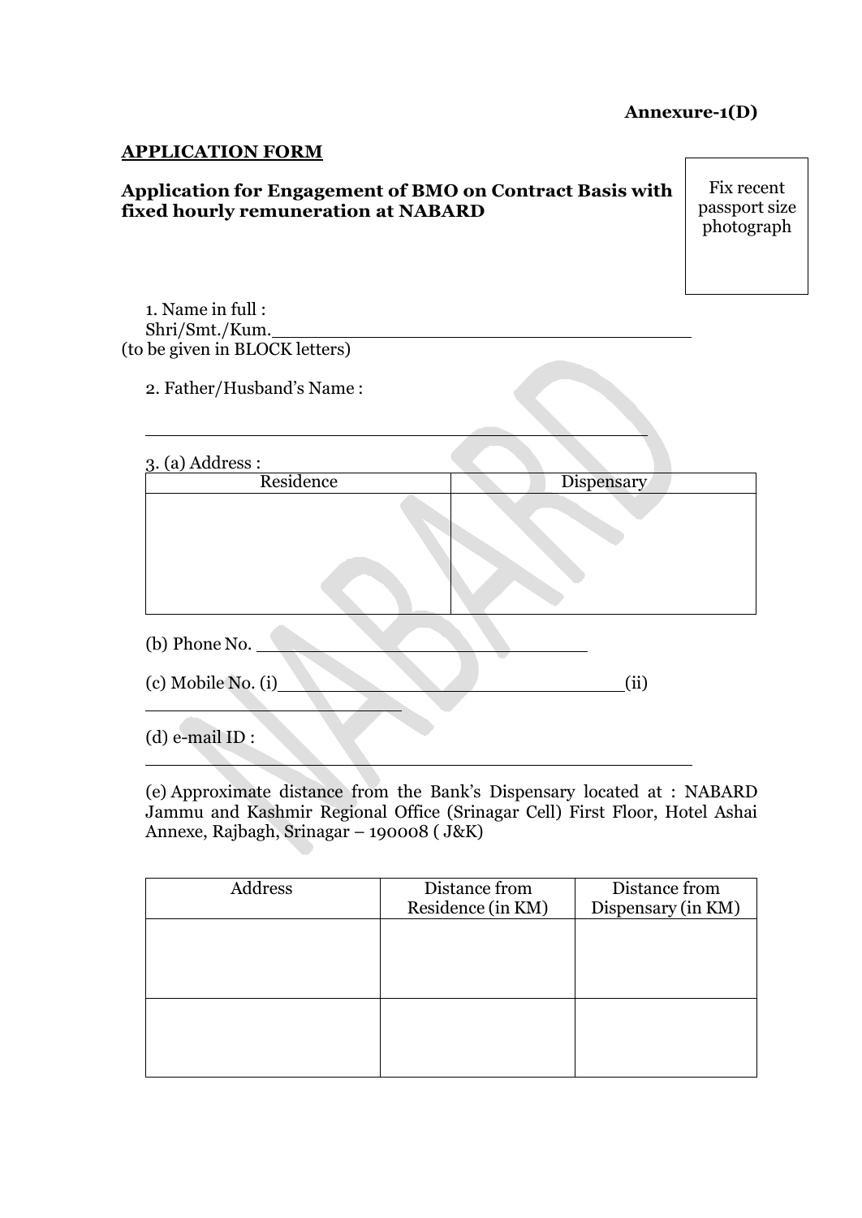**Annexure-1(D)**

**APPLICATION FORM**

**Application for Engagement of BMO on Contract Basis with fixed hourly remuneration at NABARD**

Fix recent passport size photograph

1. Name in full :
Shri/Smt./Kum.\_\_\_\_\_\_\_\_\_\_\_\_\_\_\_\_\_\_\_\_\_\_\_\_\_\_\_\_\_\_\_\_\_\_\_\_\_\_\_\_
(to be given in BLOCK letters)

2. Father/Husband's Name :

\_\_\_\_\_\_\_\_\_\_\_\_\_\_\_\_\_\_\_\_\_\_\_\_\_\_\_\_\_\_\_\_\_\_\_\_\_\_\_\_\_\_\_\_\_\_

3. (a) Address :

| Residence | Dispensary |
|---|---|
| | |

(b) Phone No. \_\_\_\_\_\_\_\_\_\_\_\_\_\_\_\_\_\_\_\_\_\_\_\_\_\_\_\_\_\_\_\_

(c) Mobile No. (i)\_\_\_\_\_\_\_\_\_\_\_\_\_\_\_\_\_\_\_\_\_\_\_\_\_\_\_\_\_\_\_\_\_\_(ii) \_\_\_\_\_\_\_\_\_\_\_\_\_\_\_\_\_\_\_\_\_\_\_\_\_

(d) e-mail ID : \_\_\_\_\_\_\_\_\_\_\_\_\_\_\_\_\_\_\_\_\_\_\_\_\_\_\_\_\_\_\_\_\_\_\_\_\_\_\_\_\_\_\_\_\_\_\_\_\_\_

(e) Approximate distance from the Bank's Dispensary located at : NABARD Jammu and Kashmir Regional Office (Srinagar Cell) First Floor, Hotel Ashai Annexe, Rajbagh, Srinagar – 190008 ( J&K)

| Address | Distance from Residence (in KM) | Distance from Dispensary (in KM) |
|---|---|---|
| | | |
| | | |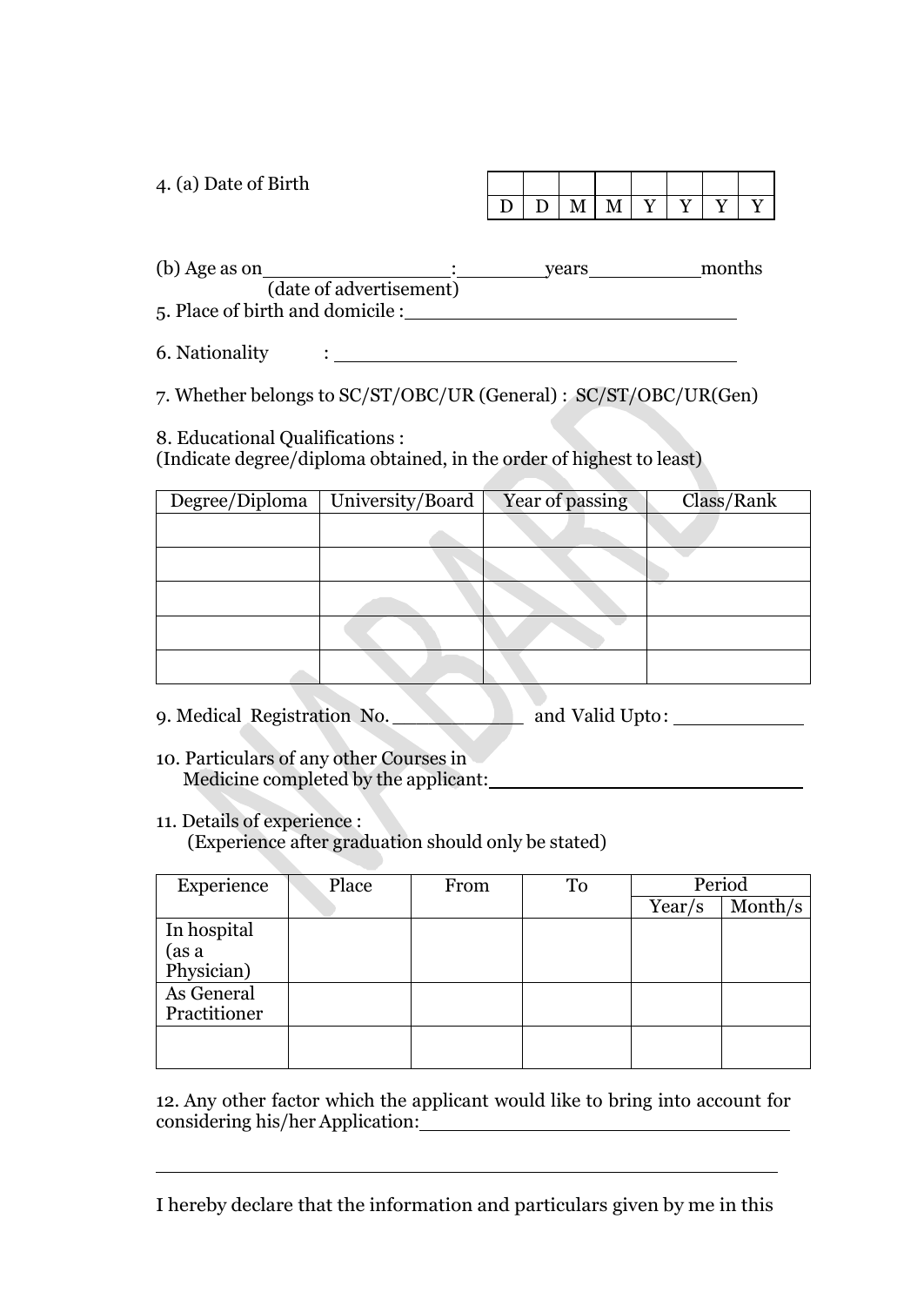4. (a) Date of Birth

| | | | | | | | |
|---|---|---|---|---|---|---|---|
| D | D | M | M | Y | Y | Y | Y |

(b) Age as on\_\_\_\_\_\_\_\_\_\_\_\_\_\_\_\_: \_\_\_\_\_\_\_\_years\_\_\_\_\_\_\_\_\_\_months
(date of advertisement)

5. Place of birth and domicile : \_\_\_\_\_\_\_\_\_\_\_\_\_\_\_\_\_\_\_\_\_\_\_\_\_\_\_\_

6. Nationality : \_\_\_\_\_\_\_\_\_\_\_\_\_\_\_\_\_\_\_\_\_\_\_\_\_\_\_\_\_\_\_\_\_\_\_\_

7. Whether belongs to SC/ST/OBC/UR (General) : SC/ST/OBC/UR(Gen)

8. Educational Qualifications :
(Indicate degree/diploma obtained, in the order of highest to least)

| Degree/Diploma | University/Board | Year of passing | Class/Rank |
|---|---|---|---|
| | | | |
| | | | |
| | | | |
| | | | |
| | | | |

9. Medical Registration No. \_\_\_\_\_\_\_\_\_\_\_\_ and Valid Upto: \_\_\_\_\_\_\_\_\_\_\_\_

10. Particulars of any other Courses in Medicine completed by the applicant: \_\_\_\_\_\_\_\_\_\_\_\_\_\_\_\_\_\_\_\_\_\_\_\_\_\_\_\_

11. Details of experience :
(Experience after graduation should only be stated)

| Experience | Place | From | To | Period | |
|---|---|---|---|---|---|
| | | | | Year/s | Month/s |
| In hospital (as a Physician) | | | | | |
| As General Practitioner | | | | | |
| | | | | | |

12. Any other factor which the applicant would like to bring into account for considering his/her Application: \_\_\_\_\_\_\_\_\_\_\_\_\_\_\_\_\_\_\_\_\_\_\_\_\_\_\_\_\_\_\_\_\_\_\_

\_\_\_\_\_\_\_\_\_\_\_\_\_\_\_\_\_\_\_\_\_\_\_\_\_\_\_\_\_\_\_\_\_\_\_\_\_\_\_\_\_\_\_\_\_\_\_\_\_\_\_\_\_\_\_\_\_\_\_\_

I hereby declare that the information and particulars given by me in this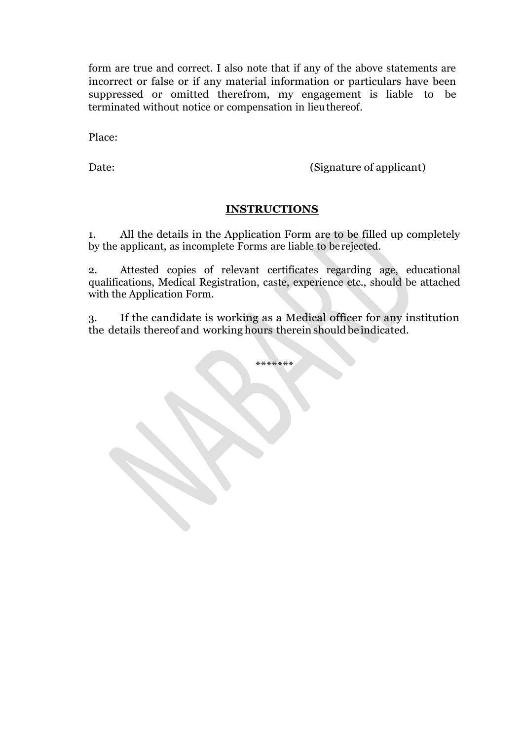form are true and correct. I also note that if any of the above statements are incorrect or false or if any material information or particulars have been suppressed or omitted therefrom, my engagement is liable to be terminated without notice or compensation in lieu thereof.

Place:

Date: (Signature of applicant)

## INSTRUCTIONS

1. All the details in the Application Form are to be filled up completely by the applicant, as incomplete Forms are liable to be rejected.

2. Attested copies of relevant certificates regarding age, educational qualifications, Medical Registration, caste, experience etc., should be attached with the Application Form.

3. If the candidate is working as a Medical officer for any institution the details thereof and working hours therein should be indicated.

*******